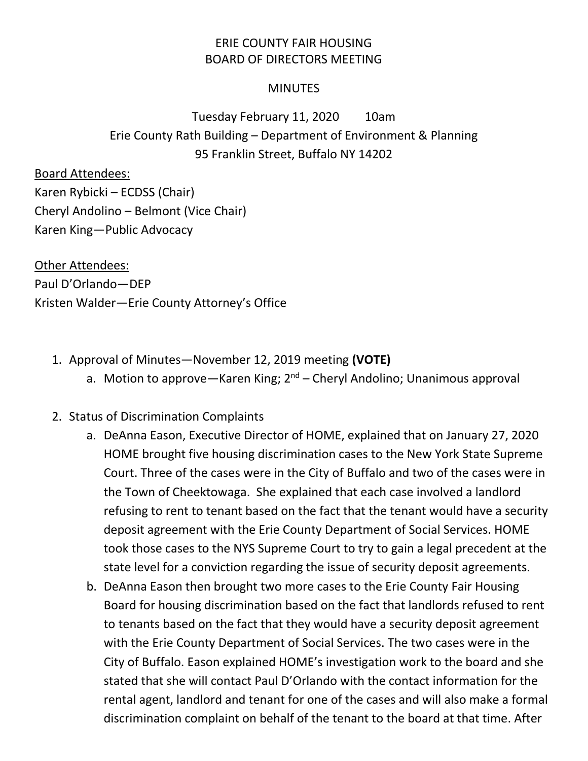ERIE COUNTY FAIR HOUSING
BOARD OF DIRECTORS MEETING

MINUTES

Tuesday February 11, 2020 10am
Erie County Rath Building – Department of Environment & Planning
95 Franklin Street, Buffalo NY 14202

Board Attendees:
Karen Rybicki – ECDSS (Chair)
Cheryl Andolino – Belmont (Vice Chair)
Karen King—Public Advocacy

Other Attendees:
Paul D'Orlando—DEP
Kristen Walder—Erie County Attorney's Office

1. Approval of Minutes—November 12, 2019 meeting **(VOTE)**
   a. Motion to approve—Karen King; 2nd – Cheryl Andolino; Unanimous approval

2. Status of Discrimination Complaints
   a. DeAnna Eason, Executive Director of HOME, explained that on January 27, 2020 HOME brought five housing discrimination cases to the New York State Supreme Court. Three of the cases were in the City of Buffalo and two of the cases were in the Town of Cheektowaga. She explained that each case involved a landlord refusing to rent to tenant based on the fact that the tenant would have a security deposit agreement with the Erie County Department of Social Services. HOME took those cases to the NYS Supreme Court to try to gain a legal precedent at the state level for a conviction regarding the issue of security deposit agreements.
   b. DeAnna Eason then brought two more cases to the Erie County Fair Housing Board for housing discrimination based on the fact that landlords refused to rent to tenants based on the fact that they would have a security deposit agreement with the Erie County Department of Social Services. The two cases were in the City of Buffalo. Eason explained HOME's investigation work to the board and she stated that she will contact Paul D'Orlando with the contact information for the rental agent, landlord and tenant for one of the cases and will also make a formal discrimination complaint on behalf of the tenant to the board at that time. After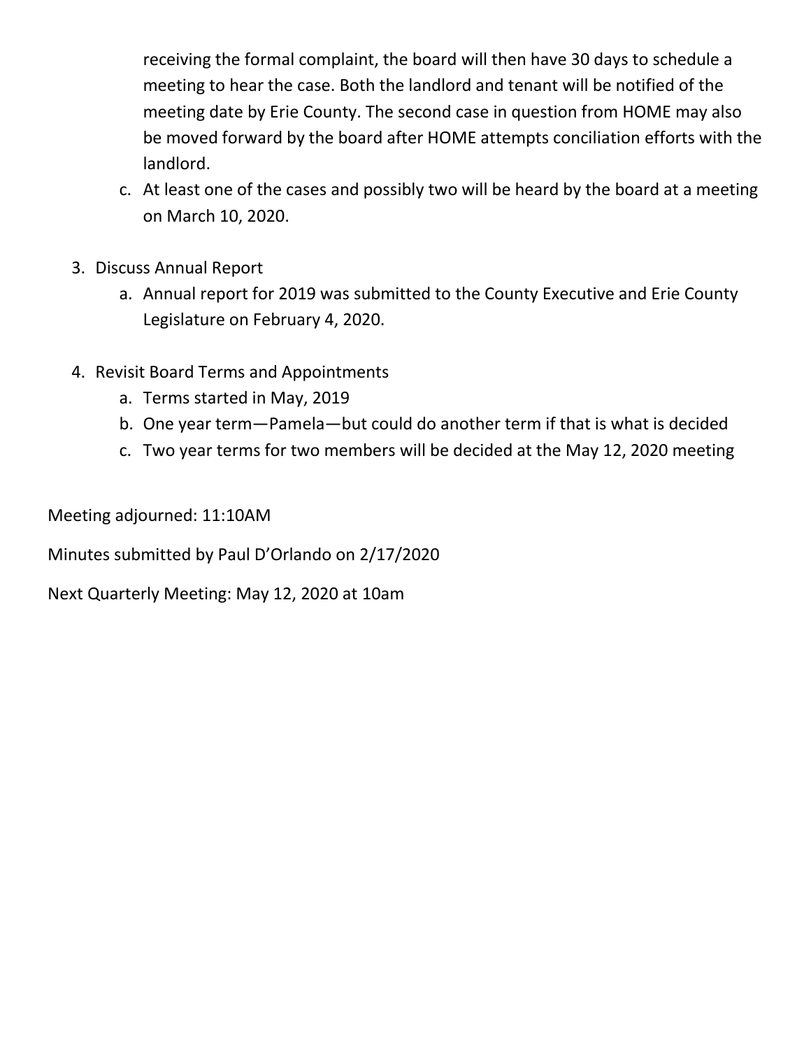receiving the formal complaint, the board will then have 30 days to schedule a meeting to hear the case. Both the landlord and tenant will be notified of the meeting date by Erie County. The second case in question from HOME may also be moved forward by the board after HOME attempts conciliation efforts with the landlord.

   c. At least one of the cases and possibly two will be heard by the board at a meeting on March 10, 2020.

3. Discuss Annual Report
   a. Annual report for 2019 was submitted to the County Executive and Erie County Legislature on February 4, 2020.

4. Revisit Board Terms and Appointments
   a. Terms started in May, 2019
   b. One year term—Pamela—but could do another term if that is what is decided
   c. Two year terms for two members will be decided at the May 12, 2020 meeting

Meeting adjourned: 11:10AM

Minutes submitted by Paul D'Orlando on 2/17/2020

Next Quarterly Meeting: May 12, 2020 at 10am